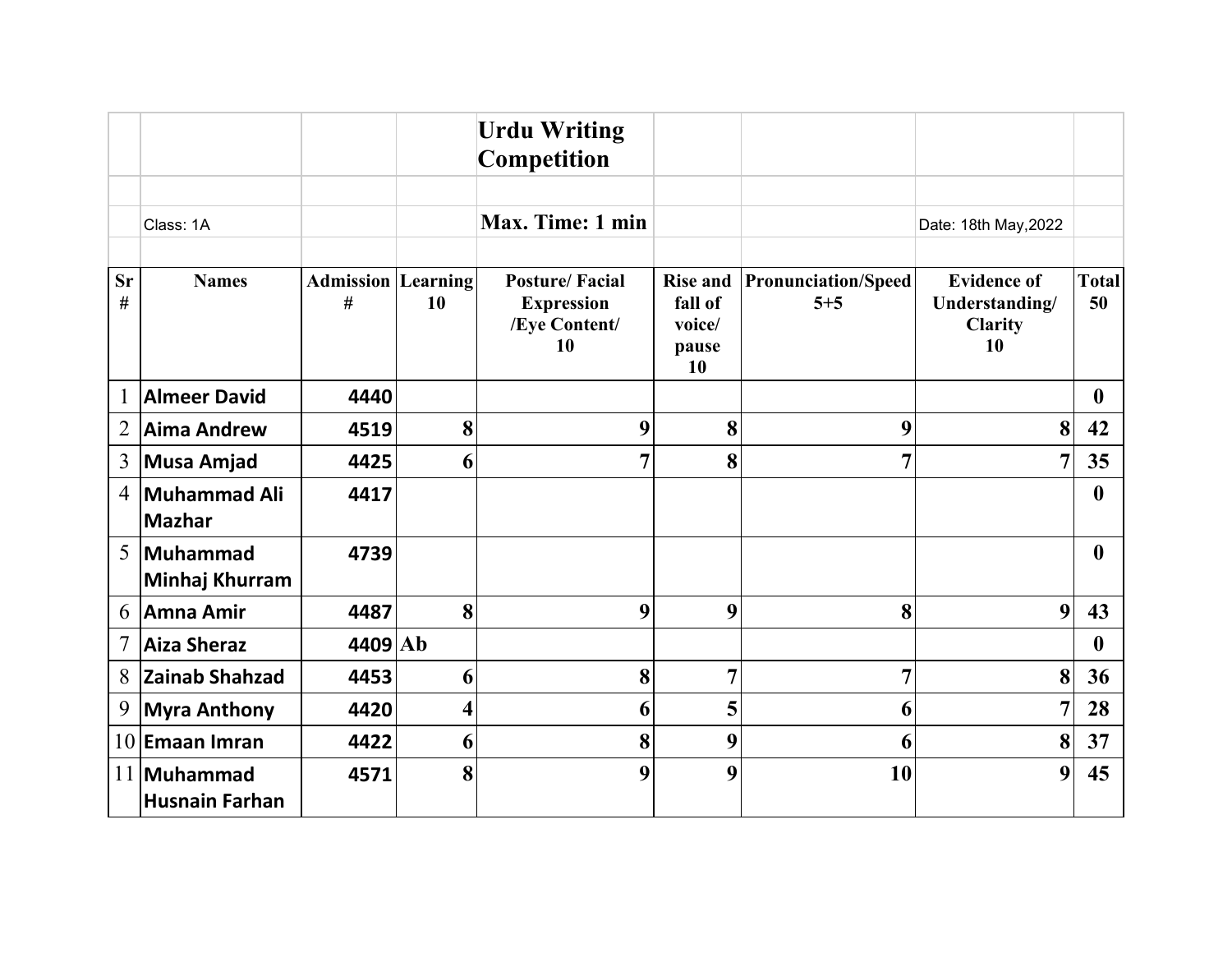# Urdu Writing Competition

Class: 1A

**Max. Time: 1 min**

Date: 18th May,2022

| Sr # | Names | Admission # | Learning 10 | Posture/ Facial Expression /Eye Content/ 10 | Rise and fall of voice/ pause 10 | Pronunciation/Speed 5+5 | Evidence of Understanding/ Clarity 10 | Total 50 |
|---|---|---|---|---|---|---|---|---|
| 1 | **Almeer David** | 4440 | | | | | | 0 |
| 2 | **Aima Andrew** | 4519 | 8 | 9 | 8 | 9 | 8 | 42 |
| 3 | **Musa Amjad** | 4425 | 6 | 7 | 8 | 7 | 7 | 35 |
| 4 | **Muhammad Ali Mazhar** | 4417 | | | | | | 0 |
| 5 | **Muhammad Minhaj Khurram** | 4739 | | | | | | 0 |
| 6 | **Amna Amir** | 4487 | 8 | 9 | 9 | 8 | 9 | 43 |
| 7 | **Aiza Sheraz** | 4409 | Ab | | | | | 0 |
| 8 | **Zainab Shahzad** | 4453 | 6 | 8 | 7 | 7 | 8 | 36 |
| 9 | **Myra Anthony** | 4420 | 4 | 6 | 5 | 6 | 7 | 28 |
| 10 | **Emaan Imran** | 4422 | 6 | 8 | 9 | 6 | 8 | 37 |
| 11 | **Muhammad Husnain Farhan** | 4571 | 8 | 9 | 9 | 10 | 9 | 45 |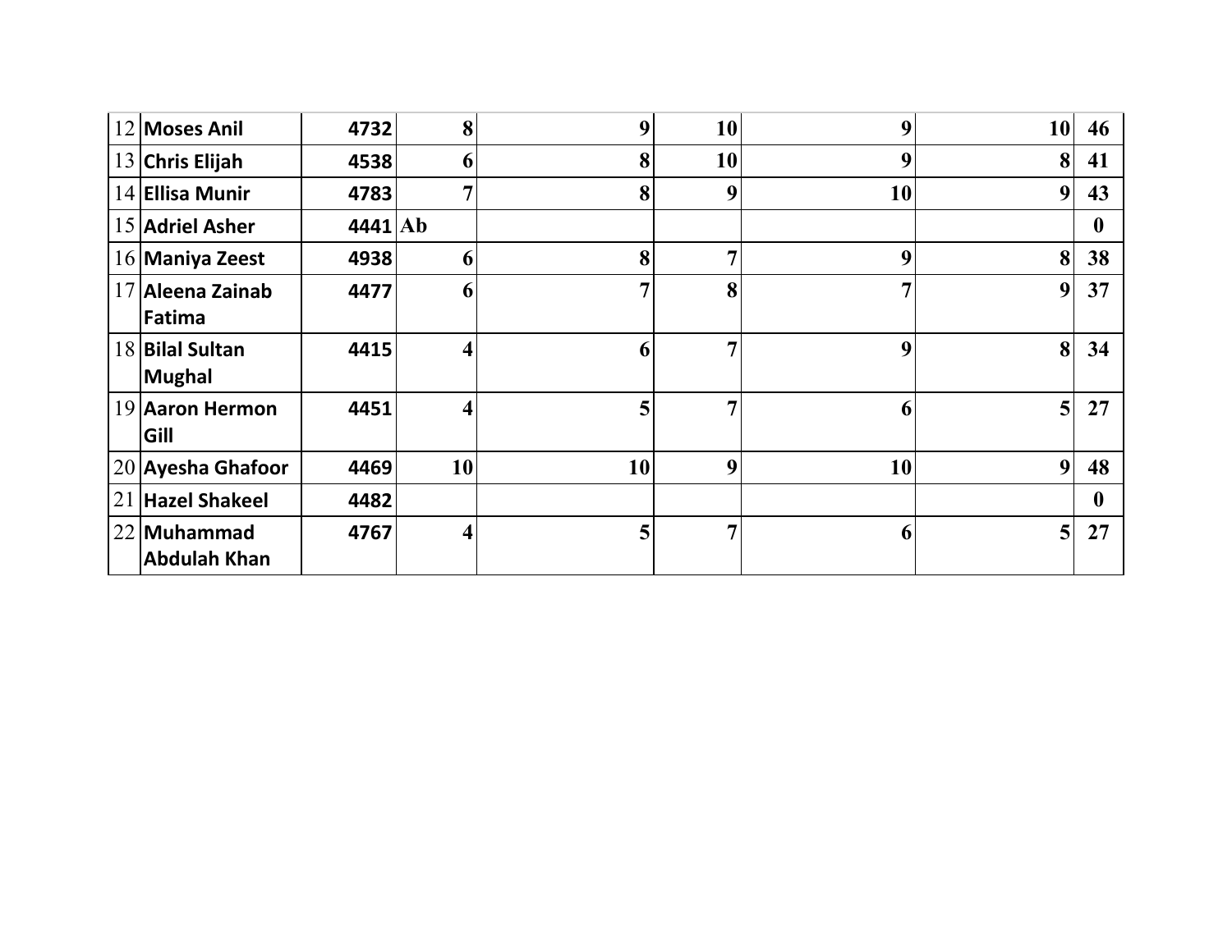| | | | | | | | | |
|---|---|---|---|---|---|---|---|---|
| 12 | **Moses Anil** | **4732** | **8** | **9** | **10** | **9** | **10** | **46** |
| 13 | **Chris Elijah** | **4538** | **6** | **8** | **10** | **9** | **8** | **41** |
| 14 | **Ellisa Munir** | **4783** | **7** | **8** | **9** | **10** | **9** | **43** |
| 15 | **Adriel Asher** | **4441** | **Ab** | | | | | **0** |
| 16 | **Maniya Zeest** | **4938** | **6** | **8** | **7** | **9** | **8** | **38** |
| 17 | **Aleena Zainab Fatima** | **4477** | **6** | **7** | **8** | **7** | **9** | **37** |
| 18 | **Bilal Sultan Mughal** | **4415** | **4** | **6** | **7** | **9** | **8** | **34** |
| 19 | **Aaron Hermon Gill** | **4451** | **4** | **5** | **7** | **6** | **5** | **27** |
| 20 | **Ayesha Ghafoor** | **4469** | **10** | **10** | **9** | **10** | **9** | **48** |
| 21 | **Hazel Shakeel** | **4482** | | | | | | **0** |
| 22 | **Muhammad Abdulah Khan** | **4767** | **4** | **5** | **7** | **6** | **5** | **27** |